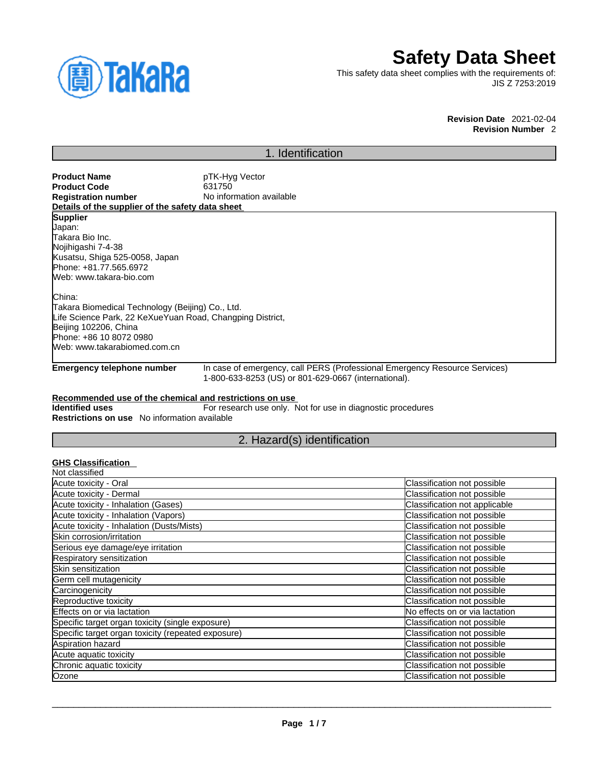# Safety Data Sheet

This safety data sheet complies with the requirements of:
JIS Z 7253:2019

**Revision Date** 2021-02-04
**Revision Number** 2

## 1. Identification

**Product Name** pTK-Hyg Vector
**Product Code** 631750
**Registration number** No information available

**Details of the supplier of the safety data sheet**

**Supplier**
Japan:
Takara Bio Inc.
Nojihigashi 7-4-38
Kusatsu, Shiga 525-0058, Japan
Phone: +81.77.565.6972
Web: www.takara-bio.com

China:
Takara Biomedical Technology (Beijing) Co., Ltd.
Life Science Park, 22 KeXueYuan Road, Changping District,
Beijing 102206, China
Phone: +86 10 8072 0980
Web: www.takarabiomed.com.cn

**Emergency telephone number** In case of emergency, call PERS (Professional Emergency Resource Services) 1-800-633-8253 (US) or 801-629-0667 (international).

**Recommended use of the chemical and restrictions on use**
**Identified uses** For research use only. Not for use in diagnostic procedures
**Restrictions on use** No information available

## 2. Hazard(s) identification

**GHS Classification**
Not classified

| | |
|---|---|
| Acute toxicity - Oral | Classification not possible |
| Acute toxicity - Dermal | Classification not possible |
| Acute toxicity - Inhalation (Gases) | Classification not applicable |
| Acute toxicity - Inhalation (Vapors) | Classification not possible |
| Acute toxicity - Inhalation (Dusts/Mists) | Classification not possible |
| Skin corrosion/irritation | Classification not possible |
| Serious eye damage/eye irritation | Classification not possible |
| Respiratory sensitization | Classification not possible |
| Skin sensitization | Classification not possible |
| Germ cell mutagenicity | Classification not possible |
| Carcinogenicity | Classification not possible |
| Reproductive toxicity | Classification not possible |
| Effects on or via lactation | No effects on or via lactation |
| Specific target organ toxicity (single exposure) | Classification not possible |
| Specific target organ toxicity (repeated exposure) | Classification not possible |
| Aspiration hazard | Classification not possible |
| Acute aquatic toxicity | Classification not possible |
| Chronic aquatic toxicity | Classification not possible |
| Ozone | Classification not possible |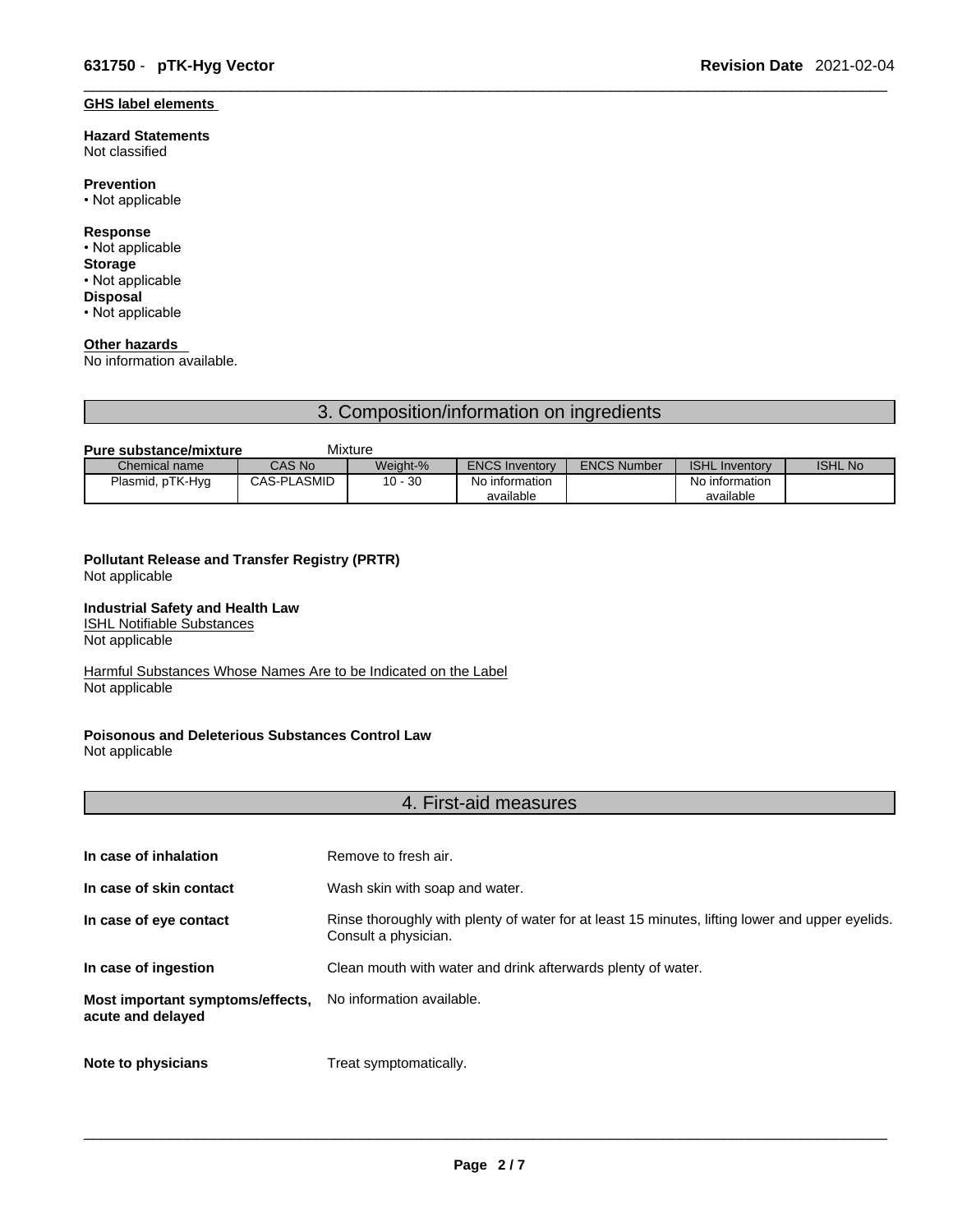**GHS label elements**

**Hazard Statements**
Not classified

**Prevention**
• Not applicable

**Response**
• Not applicable
**Storage**
• Not applicable
**Disposal**
• Not applicable

**Other hazards**
No information available.

## 3. Composition/information on ingredients

**Pure substance/mixture** Mixture

| Chemical name | CAS No | Weight-% | ENCS Inventory | ENCS Number | ISHL Inventory | ISHL No |
|---|---|---|---|---|---|---|
| Plasmid, pTK-Hyg | CAS-PLASMID | 10 - 30 | No information available | | No information available | |

**Pollutant Release and Transfer Registry (PRTR)**
Not applicable

**Industrial Safety and Health Law**
ISHL Notifiable Substances
Not applicable

Harmful Substances Whose Names Are to be Indicated on the Label
Not applicable

**Poisonous and Deleterious Substances Control Law**
Not applicable

## 4. First-aid measures

**In case of inhalation** Remove to fresh air.

**In case of skin contact** Wash skin with soap and water.

**In case of eye contact** Rinse thoroughly with plenty of water for at least 15 minutes, lifting lower and upper eyelids. Consult a physician.

**In case of ingestion** Clean mouth with water and drink afterwards plenty of water.

**Most important symptoms/effects, acute and delayed** No information available.

**Note to physicians** Treat symptomatically.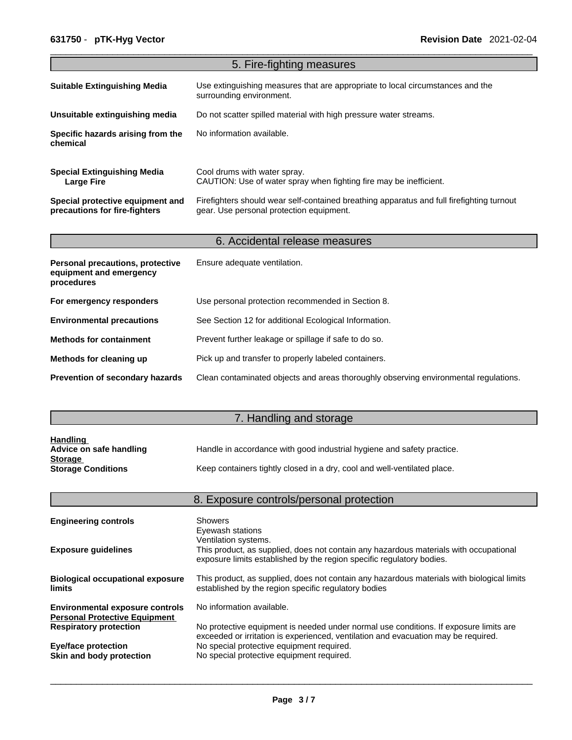## 5. Fire-fighting measures

| | |
|---|---|
| **Suitable Extinguishing Media** | Use extinguishing measures that are appropriate to local circumstances and the surrounding environment. |
| **Unsuitable extinguishing media** | Do not scatter spilled material with high pressure water streams. |
| **Specific hazards arising from the chemical** | No information available. |
| **Special Extinguishing Media Large Fire** | Cool drums with water spray. CAUTION: Use of water spray when fighting fire may be inefficient. |
| **Special protective equipment and precautions for fire-fighters** | Firefighters should wear self-contained breathing apparatus and full firefighting turnout gear. Use personal protection equipment. |

## 6. Accidental release measures

| | |
|---|---|
| **Personal precautions, protective equipment and emergency procedures** | Ensure adequate ventilation. |
| **For emergency responders** | Use personal protection recommended in Section 8. |
| **Environmental precautions** | See Section 12 for additional Ecological Information. |
| **Methods for containment** | Prevent further leakage or spillage if safe to do so. |
| **Methods for cleaning up** | Pick up and transfer to properly labeled containers. |
| **Prevention of secondary hazards** | Clean contaminated objects and areas thoroughly observing environmental regulations. |

## 7. Handling and storage

**Handling**

| | |
|---|---|
| **Advice on safe handling** | Handle in accordance with good industrial hygiene and safety practice. |

**Storage**

| | |
|---|---|
| **Storage Conditions** | Keep containers tightly closed in a dry, cool and well-ventilated place. |

## 8. Exposure controls/personal protection

| | |
|---|---|
| **Engineering controls** | Showers<br>Eyewash stations<br>Ventilation systems. |
| **Exposure guidelines** | This product, as supplied, does not contain any hazardous materials with occupational exposure limits established by the region specific regulatory bodies. |
| **Biological occupational exposure limits** | This product, as supplied, does not contain any hazardous materials with biological limits established by the region specific regulatory bodies |
| **Environmental exposure controls** | No information available. |

**Personal Protective Equipment**

| | |
|---|---|
| **Respiratory protection** | No protective equipment is needed under normal use conditions. If exposure limits are exceeded or irritation is experienced, ventilation and evacuation may be required. |
| **Eye/face protection** | No special protective equipment required. |
| **Skin and body protection** | No special protective equipment required. |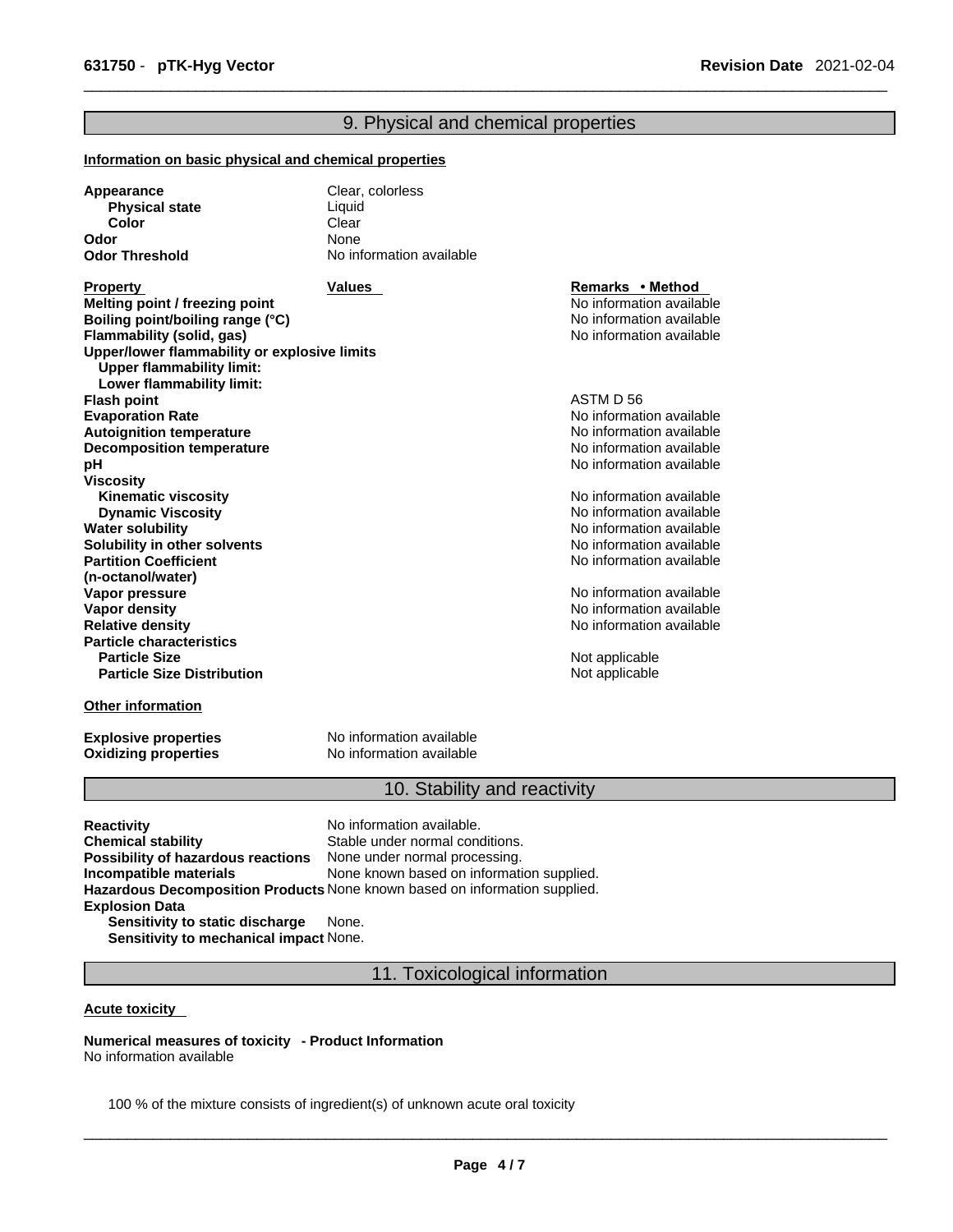## 9. Physical and chemical properties

**Information on basic physical and chemical properties**

| | |
|---|---|
| **Appearance** | Clear, colorless |
| **Physical state** | Liquid |
| **Color** | Clear |
| **Odor** | None |
| **Odor Threshold** | No information available |

| **Property** | **Values** | **Remarks • Method** |
|---|---|---|
| **Melting point / freezing point** | | No information available |
| **Boiling point/boiling range (°C)** | | No information available |
| **Flammability (solid, gas)** | | No information available |
| **Upper/lower flammability or explosive limits** | | |
| **Upper flammability limit:** | | |
| **Lower flammability limit:** | | |
| **Flash point** | | ASTM D 56 |
| **Evaporation Rate** | | No information available |
| **Autoignition temperature** | | No information available |
| **Decomposition temperature** | | No information available |
| **pH** | | No information available |
| **Viscosity** | | |
| **Kinematic viscosity** | | No information available |
| **Dynamic Viscosity** | | No information available |
| **Water solubility** | | No information available |
| **Solubility in other solvents** | | No information available |
| **Partition Coefficient (n-octanol/water)** | | No information available |
| **Vapor pressure** | | No information available |
| **Vapor density** | | No information available |
| **Relative density** | | No information available |
| **Particle characteristics** | | |
| **Particle Size** | | Not applicable |
| **Particle Size Distribution** | | Not applicable |

**Other information**

| | |
|---|---|
| **Explosive properties** | No information available |
| **Oxidizing properties** | No information available |

## 10. Stability and reactivity

| | |
|---|---|
| **Reactivity** | No information available. |
| **Chemical stability** | Stable under normal conditions. |
| **Possibility of hazardous reactions** | None under normal processing. |
| **Incompatible materials** | None known based on information supplied. |
| **Hazardous Decomposition Products** | None known based on information supplied. |
| **Explosion Data** | |
| **Sensitivity to static discharge** | None. |
| **Sensitivity to mechanical impact** | None. |

## 11. Toxicological information

**Acute toxicity**

**Numerical measures of toxicity - Product Information**
No information available

100 % of the mixture consists of ingredient(s) of unknown acute oral toxicity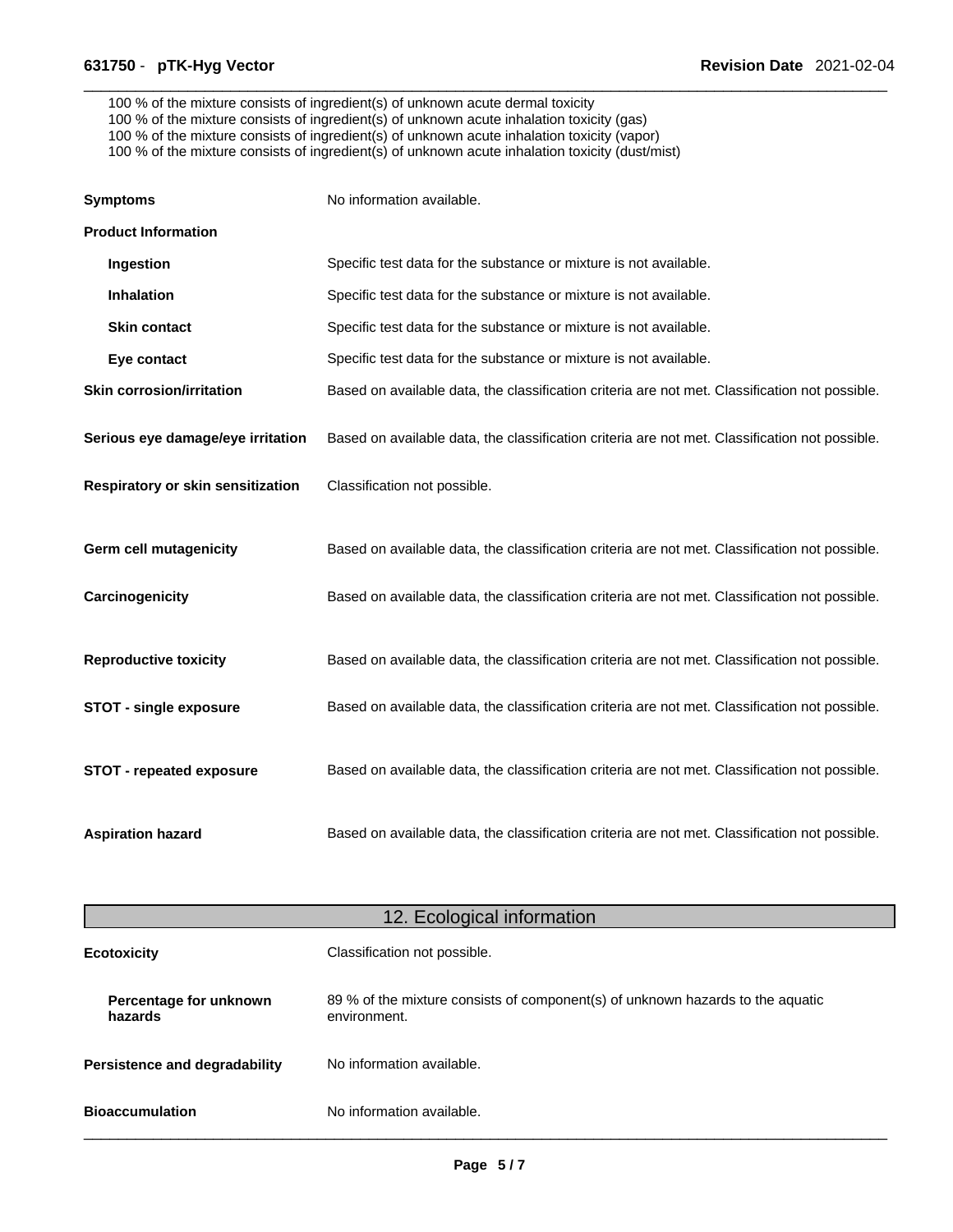100 % of the mixture consists of ingredient(s) of unknown acute dermal toxicity
100 % of the mixture consists of ingredient(s) of unknown acute inhalation toxicity (gas)
100 % of the mixture consists of ingredient(s) of unknown acute inhalation toxicity (vapor)
100 % of the mixture consists of ingredient(s) of unknown acute inhalation toxicity (dust/mist)

**Symptoms** No information available.

**Product Information**

- **Ingestion** Specific test data for the substance or mixture is not available.
- **Inhalation** Specific test data for the substance or mixture is not available.
- **Skin contact** Specific test data for the substance or mixture is not available.
- **Eye contact** Specific test data for the substance or mixture is not available.

**Skin corrosion/irritation** Based on available data, the classification criteria are not met. Classification not possible.

**Serious eye damage/eye irritation** Based on available data, the classification criteria are not met. Classification not possible.

**Respiratory or skin sensitization** Classification not possible.

**Germ cell mutagenicity** Based on available data, the classification criteria are not met. Classification not possible.

**Carcinogenicity** Based on available data, the classification criteria are not met. Classification not possible.

**Reproductive toxicity** Based on available data, the classification criteria are not met. Classification not possible.

**STOT - single exposure** Based on available data, the classification criteria are not met. Classification not possible.

**STOT - repeated exposure** Based on available data, the classification criteria are not met. Classification not possible.

**Aspiration hazard** Based on available data, the classification criteria are not met. Classification not possible.

## 12. Ecological information

**Ecotoxicity** Classification not possible.

- **Percentage for unknown hazards** 89 % of the mixture consists of component(s) of unknown hazards to the aquatic environment.

**Persistence and degradability** No information available.

**Bioaccumulation** No information available.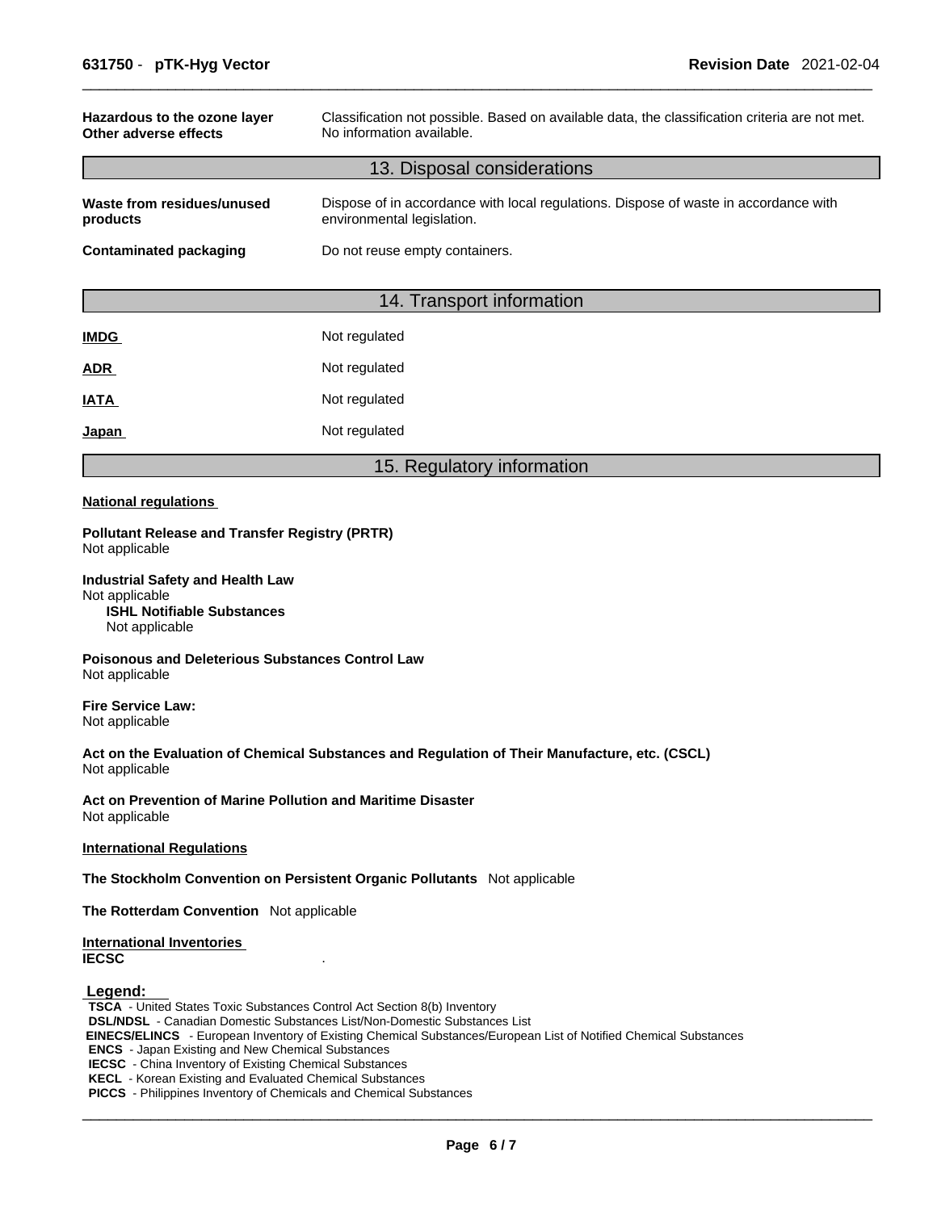| | |
|---|---|
| **Hazardous to the ozone layer** | Classification not possible. Based on available data, the classification criteria are not met. |
| **Other adverse effects** | No information available. |

## 13. Disposal considerations

| | |
|---|---|
| **Waste from residues/unused products** | Dispose of in accordance with local regulations. Dispose of waste in accordance with environmental legislation. |
| **Contaminated packaging** | Do not reuse empty containers. |

## 14. Transport information

| | |
|---|---|
| **IMDG** | Not regulated |
| **ADR** | Not regulated |
| **IATA** | Not regulated |
| **Japan** | Not regulated |

## 15. Regulatory information

**National regulations**

**Pollutant Release and Transfer Registry (PRTR)**
Not applicable

**Industrial Safety and Health Law**
Not applicable
**ISHL Notifiable Substances**
Not applicable

**Poisonous and Deleterious Substances Control Law**
Not applicable

**Fire Service Law:**
Not applicable

**Act on the Evaluation of Chemical Substances and Regulation of Their Manufacture, etc. (CSCL)**
Not applicable

**Act on Prevention of Marine Pollution and Maritime Disaster**
Not applicable

**International Regulations**

**The Stockholm Convention on Persistent Organic Pollutants** Not applicable

**The Rotterdam Convention** Not applicable

**International Inventories**
**IECSC** .

**Legend:**
**TSCA** - United States Toxic Substances Control Act Section 8(b) Inventory
**DSL/NDSL** - Canadian Domestic Substances List/Non-Domestic Substances List
**EINECS/ELINCS** - European Inventory of Existing Chemical Substances/European List of Notified Chemical Substances
**ENCS** - Japan Existing and New Chemical Substances
**IECSC** - China Inventory of Existing Chemical Substances
**KECL** - Korean Existing and Evaluated Chemical Substances
**PICCS** - Philippines Inventory of Chemicals and Chemical Substances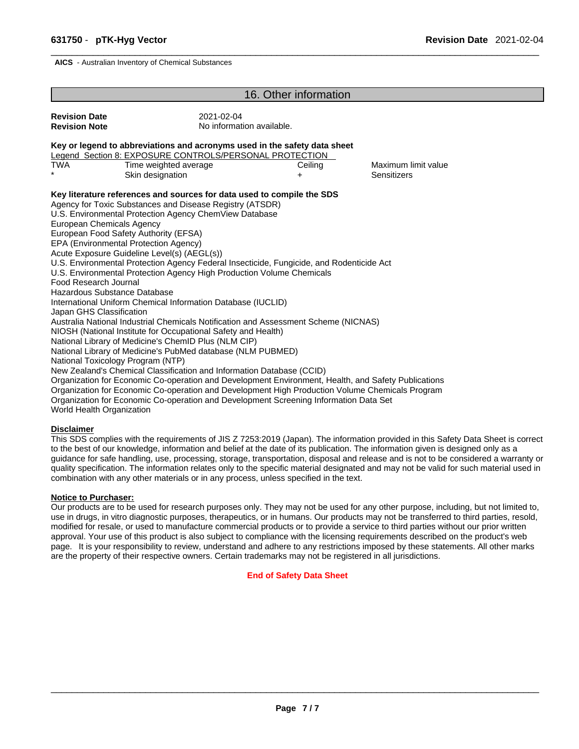**AICS** - Australian Inventory of Chemical Substances

## 16. Other information

**Revision Date** 2021-02-04
**Revision Note** No information available.

**Key or legend to abbreviations and acronyms used in the safety data sheet**

Legend Section 8: EXPOSURE CONTROLS/PERSONAL PROTECTION

| | | | |
|---|---|---|---|
| TWA | Time weighted average | Ceiling | Maximum limit value |
| * | Skin designation | + | Sensitizers |

**Key literature references and sources for data used to compile the SDS**

Agency for Toxic Substances and Disease Registry (ATSDR)
U.S. Environmental Protection Agency ChemView Database
European Chemicals Agency
European Food Safety Authority (EFSA)
EPA (Environmental Protection Agency)
Acute Exposure Guideline Level(s) (AEGL(s))
U.S. Environmental Protection Agency Federal Insecticide, Fungicide, and Rodenticide Act
U.S. Environmental Protection Agency High Production Volume Chemicals
Food Research Journal
Hazardous Substance Database
International Uniform Chemical Information Database (IUCLID)
Japan GHS Classification
Australia National Industrial Chemicals Notification and Assessment Scheme (NICNAS)
NIOSH (National Institute for Occupational Safety and Health)
National Library of Medicine's ChemID Plus (NLM CIP)
National Library of Medicine's PubMed database (NLM PUBMED)
National Toxicology Program (NTP)
New Zealand's Chemical Classification and Information Database (CCID)
Organization for Economic Co-operation and Development Environment, Health, and Safety Publications
Organization for Economic Co-operation and Development High Production Volume Chemicals Program
Organization for Economic Co-operation and Development Screening Information Data Set
World Health Organization

**Disclaimer**

This SDS complies with the requirements of JIS Z 7253:2019 (Japan). The information provided in this Safety Data Sheet is correct to the best of our knowledge, information and belief at the date of its publication. The information given is designed only as a guidance for safe handling, use, processing, storage, transportation, disposal and release and is not to be considered a warranty or quality specification. The information relates only to the specific material designated and may not be valid for such material used in combination with any other materials or in any process, unless specified in the text.

**Notice to Purchaser:**

Our products are to be used for research purposes only. They may not be used for any other purpose, including, but not limited to, use in drugs, in vitro diagnostic purposes, therapeutics, or in humans. Our products may not be transferred to third parties, resold, modified for resale, or used to manufacture commercial products or to provide a service to third parties without our prior written approval. Your use of this product is also subject to compliance with the licensing requirements described on the product's web page. It is your responsibility to review, understand and adhere to any restrictions imposed by these statements. All other marks are the property of their respective owners. Certain trademarks may not be registered in all jurisdictions.

**End of Safety Data Sheet**